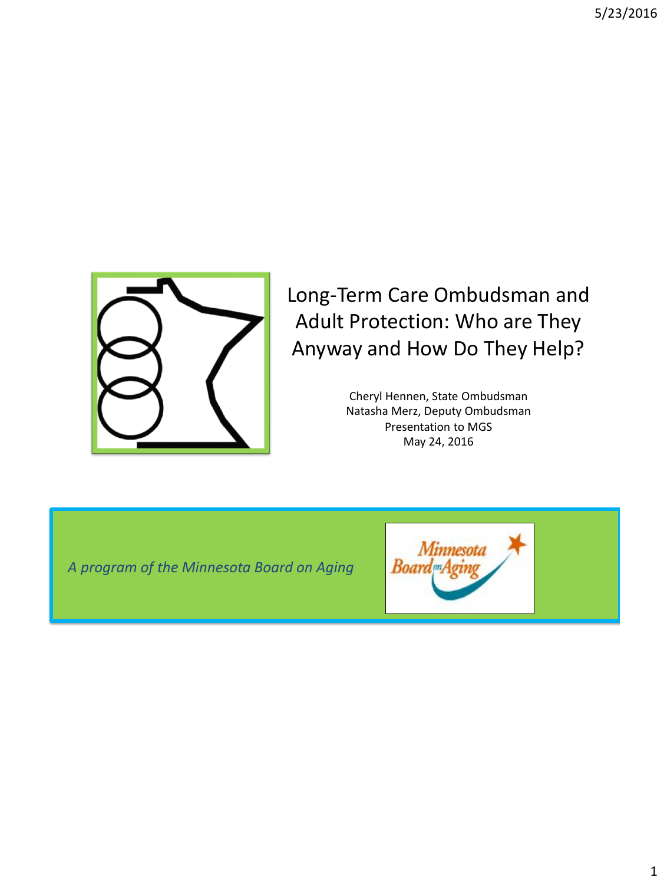# Long-Term Care Ombudsman and Adult Protection: Who are They Anyway and How Do They Help?

Cheryl Hennen, State Ombudsman
Natasha Merz, Deputy Ombudsman
Presentation to MGS
May 24, 2016

*A program of the Minnesota Board on Aging*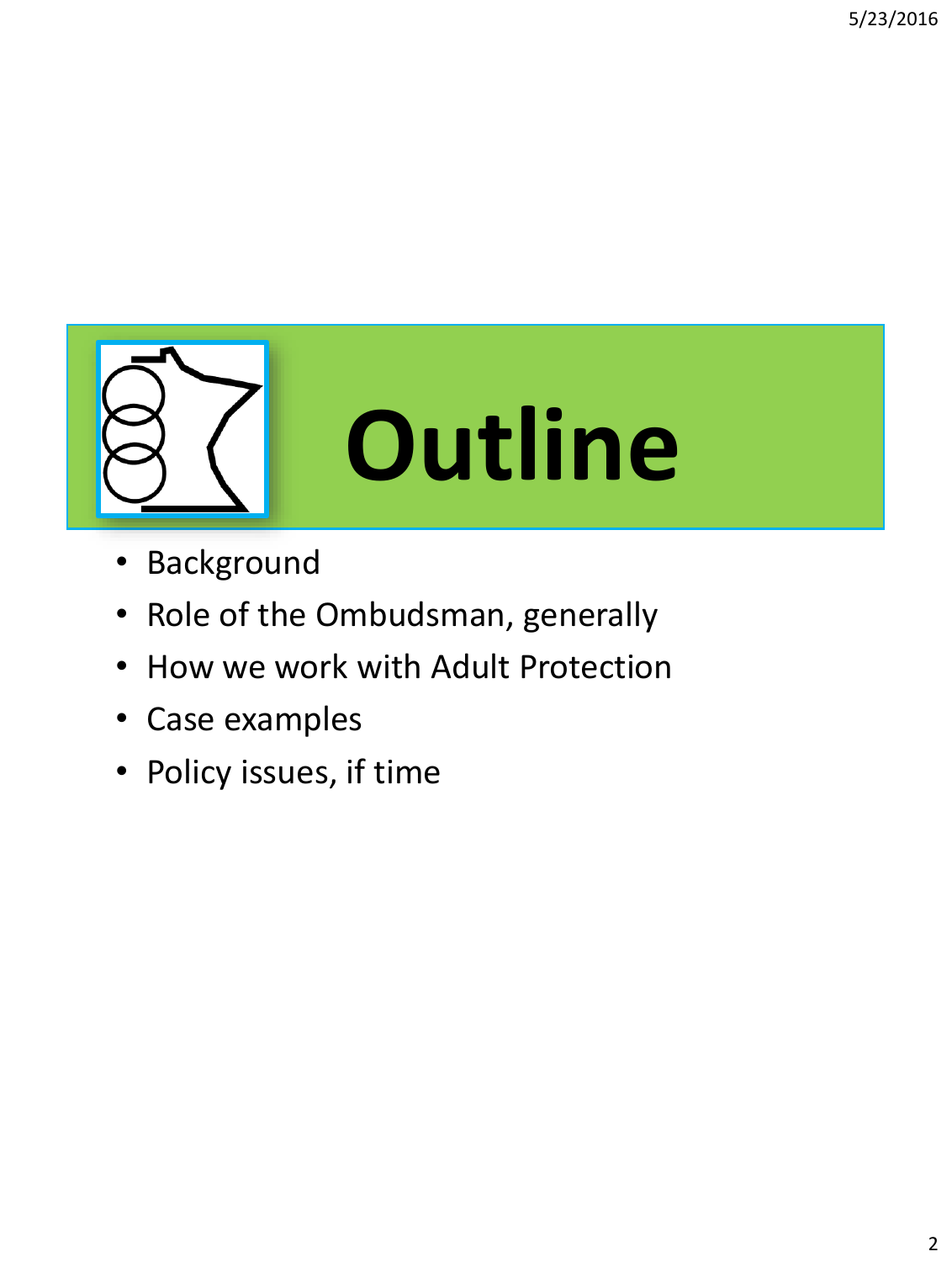# Outline

- Background
- Role of the Ombudsman, generally
- How we work with Adult Protection
- Case examples
- Policy issues, if time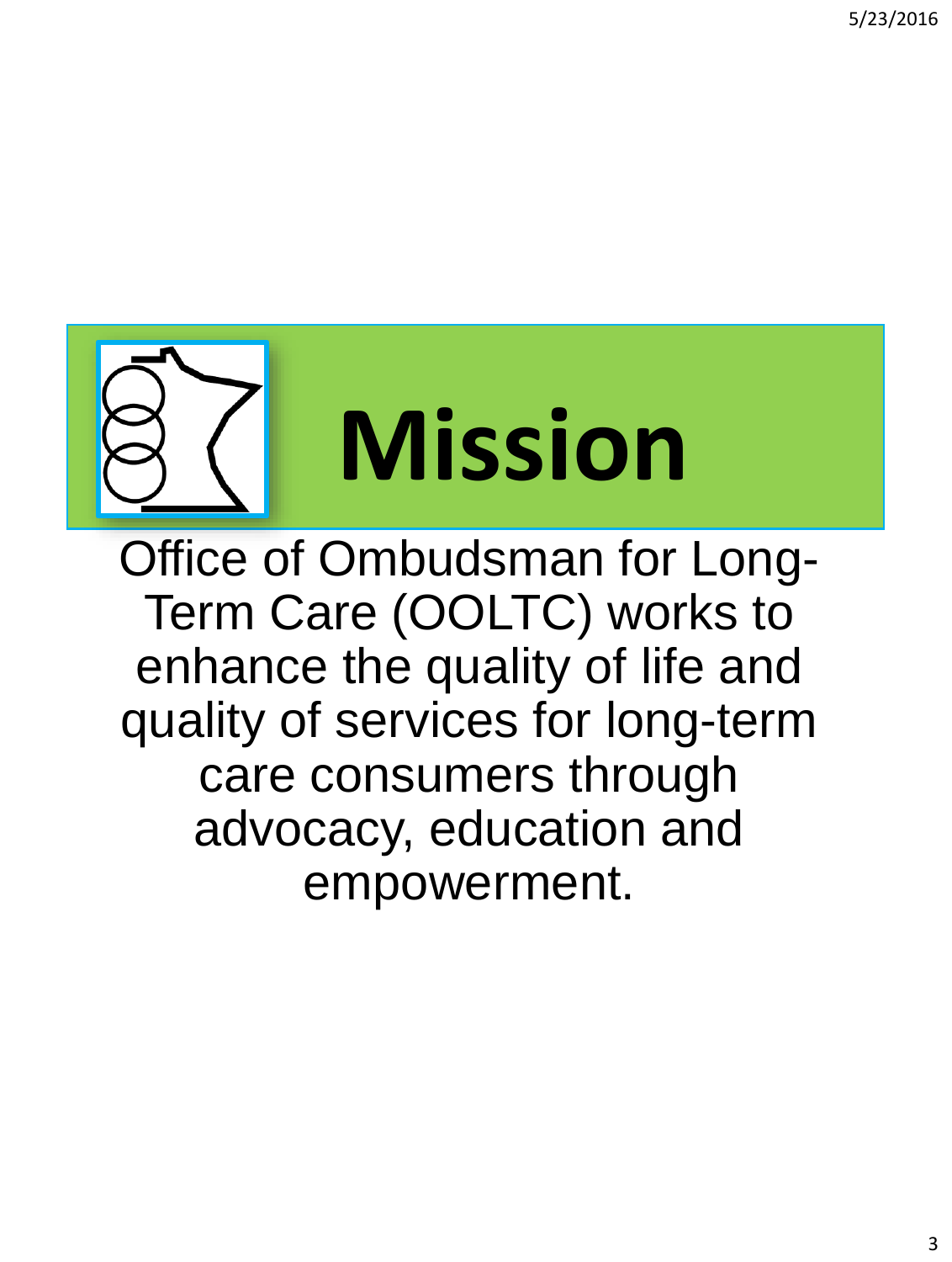# Mission

Office of Ombudsman for Long-Term Care (OOLTC) works to enhance the quality of life and quality of services for long-term care consumers through advocacy, education and empowerment.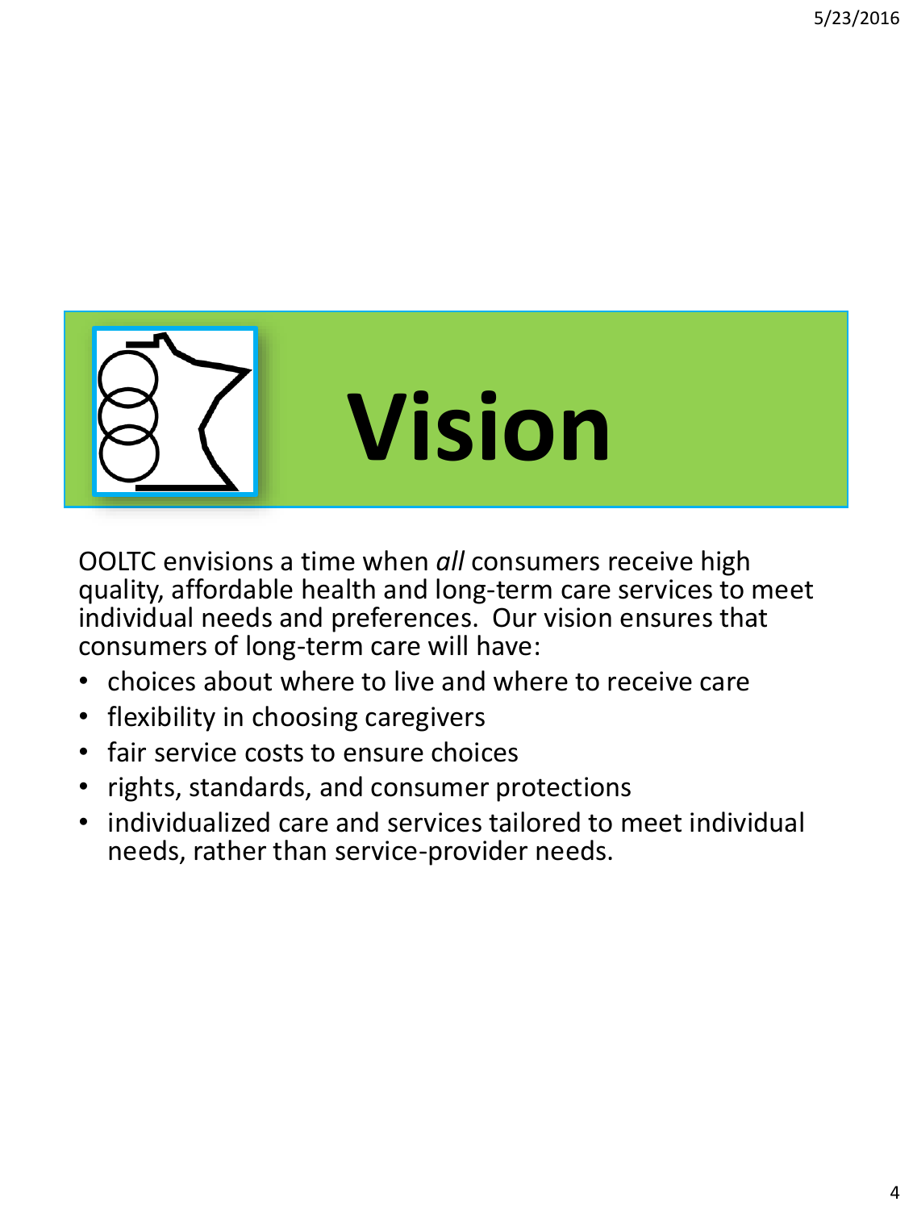# Vision

OOLTC envisions a time when *all* consumers receive high quality, affordable health and long-term care services to meet individual needs and preferences. Our vision ensures that consumers of long-term care will have:

- choices about where to live and where to receive care
- flexibility in choosing caregivers
- fair service costs to ensure choices
- rights, standards, and consumer protections
- individualized care and services tailored to meet individual needs, rather than service-provider needs.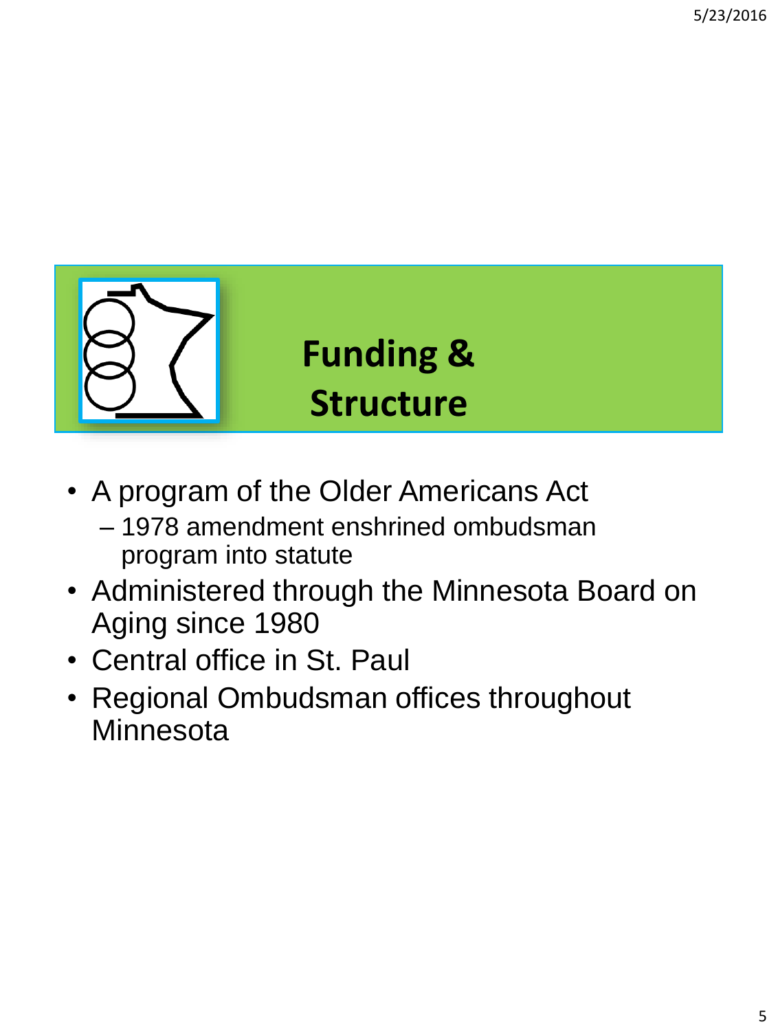# Funding & Structure

- A program of the Older Americans Act
  - 1978 amendment enshrined ombudsman program into statute
- Administered through the Minnesota Board on Aging since 1980
- Central office in St. Paul
- Regional Ombudsman offices throughout Minnesota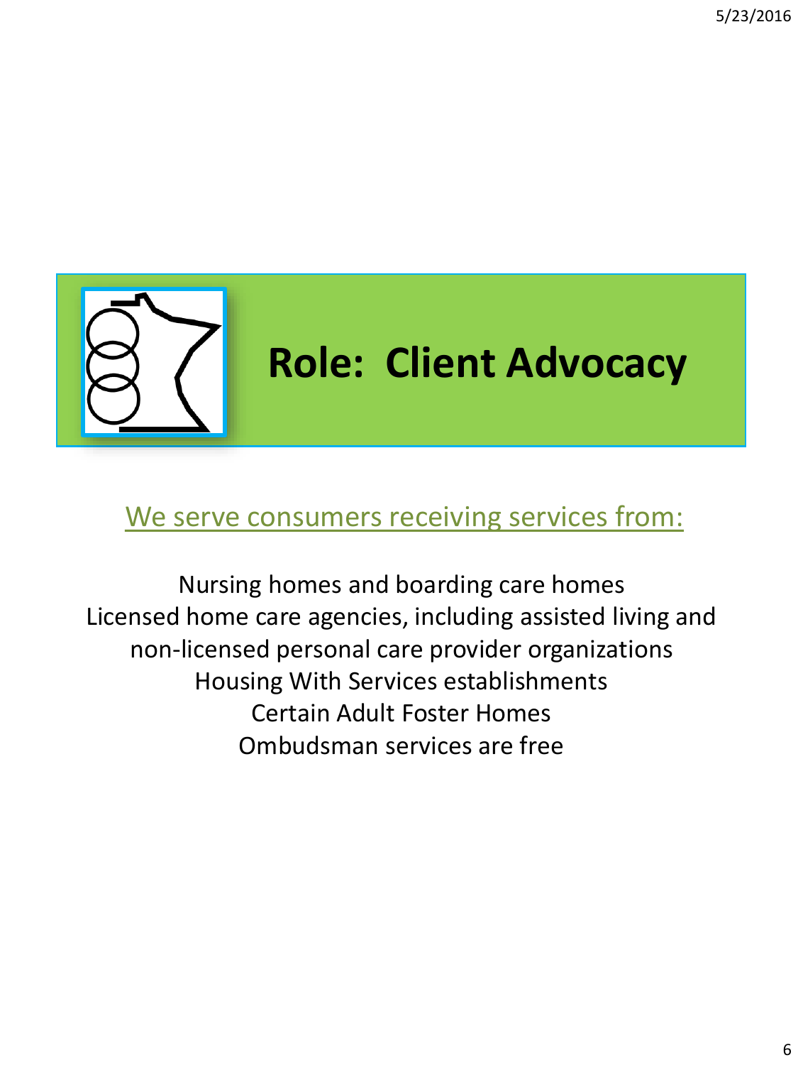# Role: Client Advocacy

## We serve consumers receiving services from:

Nursing homes and boarding care homes
Licensed home care agencies, including assisted living and non-licensed personal care provider organizations
Housing With Services establishments
Certain Adult Foster Homes
Ombudsman services are free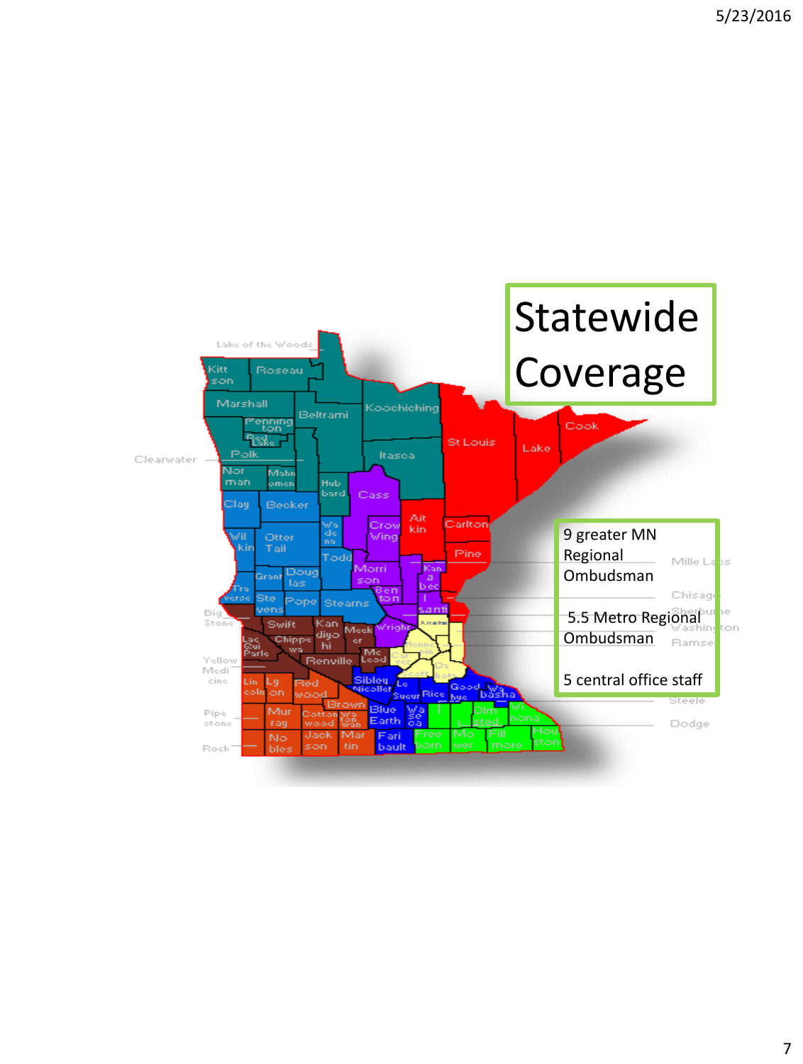# Statewide Coverage

9 greater MN Regional Ombudsman

5.5 Metro Regional Ombudsman

5 central office staff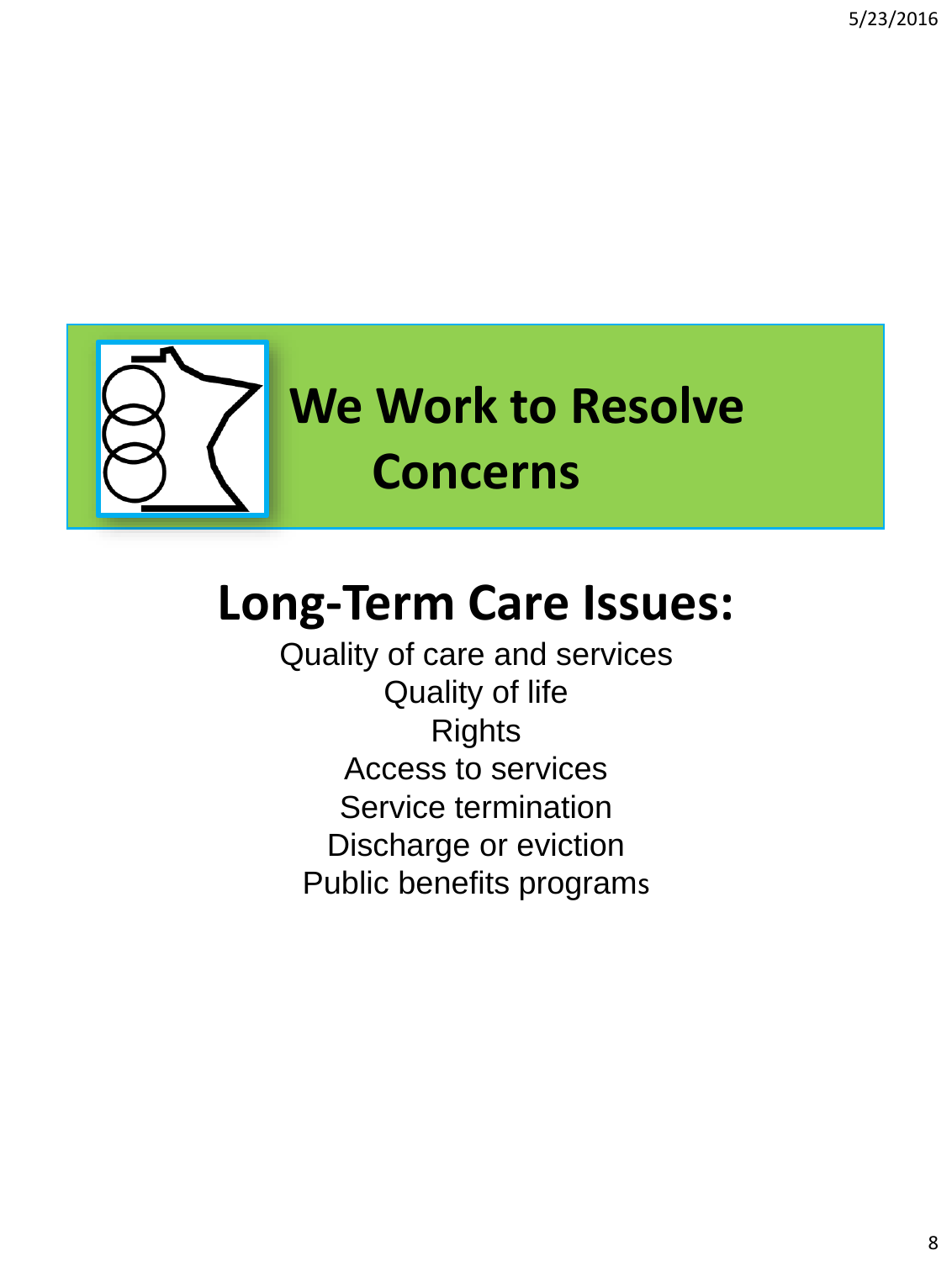# We Work to Resolve Concerns

## Long-Term Care Issues:

Quality of care and services
Quality of life
Rights
Access to services
Service termination
Discharge or eviction
Public benefits programs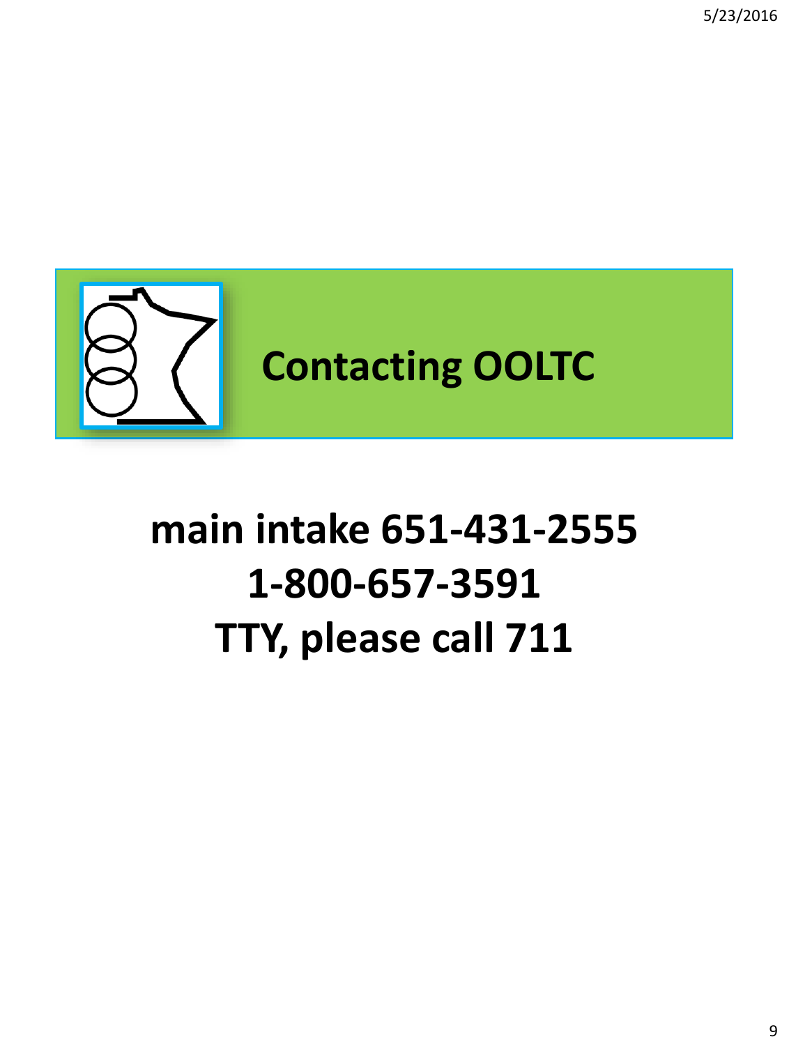# Contacting OOLTC

**main intake 651-431-2555**

**1-800-657-3591**

**TTY, please call 711**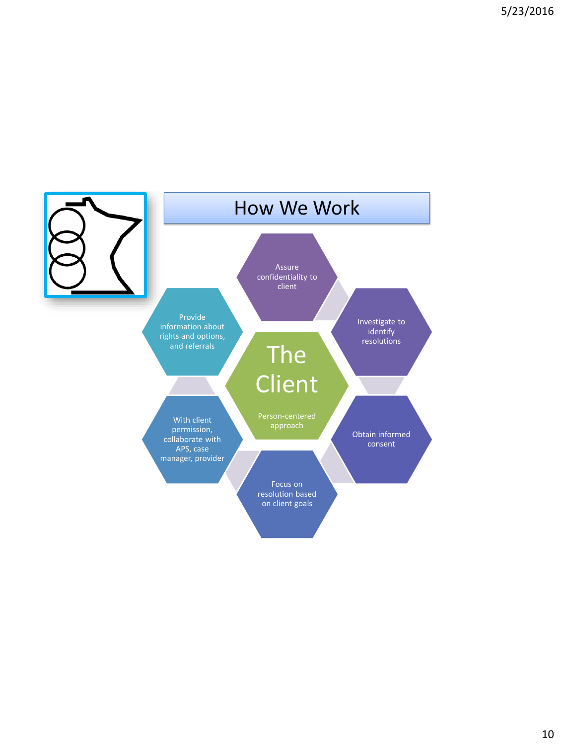# How We Work

**The Client**

Person-centered approach

- Assure confidentiality to client
- Investigate to identify resolutions
- Obtain informed consent
- Focus on resolution based on client goals
- With client permission, collaborate with APS, case manager, provider
- Provide information about rights and options, and referrals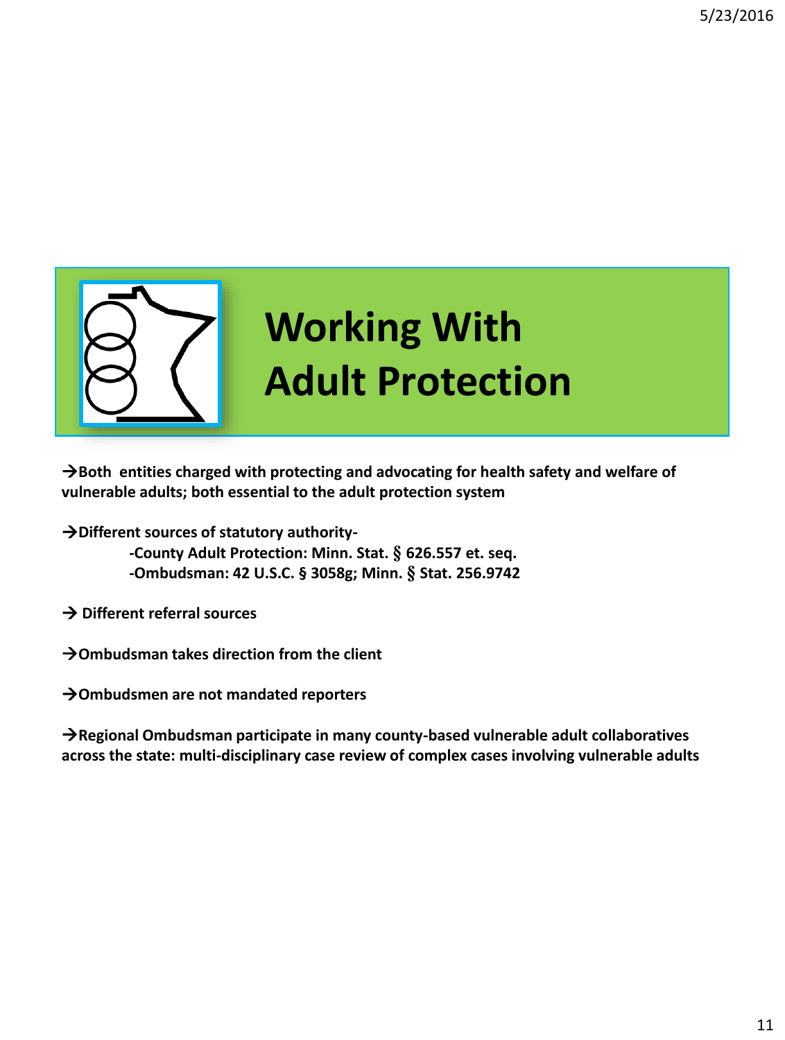# Working With Adult Protection

→**Both entities charged with protecting and advocating for health safety and welfare of vulnerable adults; both essential to the adult protection system**

→**Different sources of statutory authority-**

- **-County Adult Protection: Minn. Stat. § 626.557 et. seq.**
- **-Ombudsman: 42 U.S.C. § 3058g; Minn. § Stat. 256.9742**

→ **Different referral sources**

→**Ombudsman takes direction from the client**

→**Ombudsmen are not mandated reporters**

→**Regional Ombudsman participate in many county-based vulnerable adult collaboratives across the state: multi-disciplinary case review of complex cases involving vulnerable adults**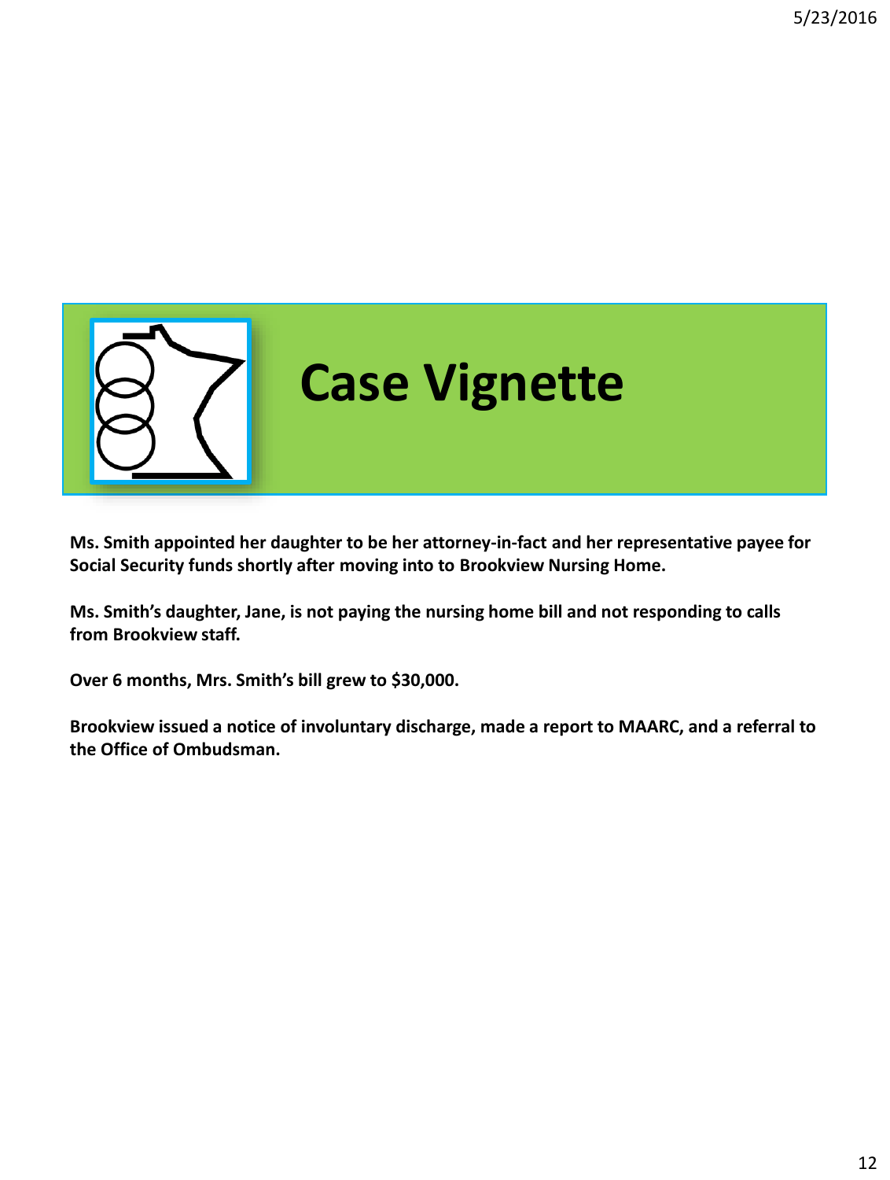# Case Vignette

**Ms. Smith appointed her daughter to be her attorney-in-fact and her representative payee for Social Security funds shortly after moving into to Brookview Nursing Home.**

**Ms. Smith's daughter, Jane, is not paying the nursing home bill and not responding to calls from Brookview staff.**

**Over 6 months, Mrs. Smith's bill grew to $30,000.**

**Brookview issued a notice of involuntary discharge, made a report to MAARC, and a referral to the Office of Ombudsman.**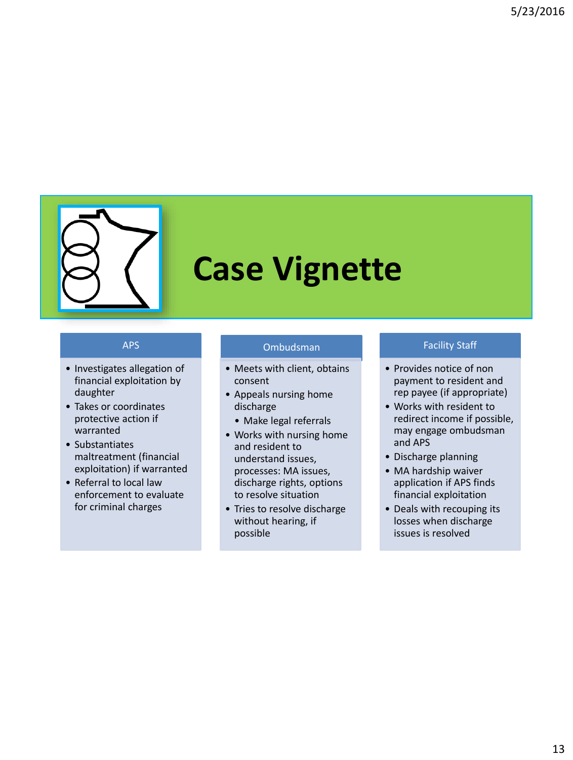# Case Vignette

## APS

- Investigates allegation of financial exploitation by daughter
- Takes or coordinates protective action if warranted
- Substantiates maltreatment (financial exploitation) if warranted
- Referral to local law enforcement to evaluate for criminal charges

## Ombudsman

- Meets with client, obtains consent
- Appeals nursing home discharge
  - Make legal referrals
- Works with nursing home and resident to understand issues, processes: MA issues, discharge rights, options to resolve situation
- Tries to resolve discharge without hearing, if possible

## Facility Staff

- Provides notice of non payment to resident and rep payee (if appropriate)
- Works with resident to redirect income if possible, may engage ombudsman and APS
- Discharge planning
- MA hardship waiver application if APS finds financial exploitation
- Deals with recouping its losses when discharge issues is resolved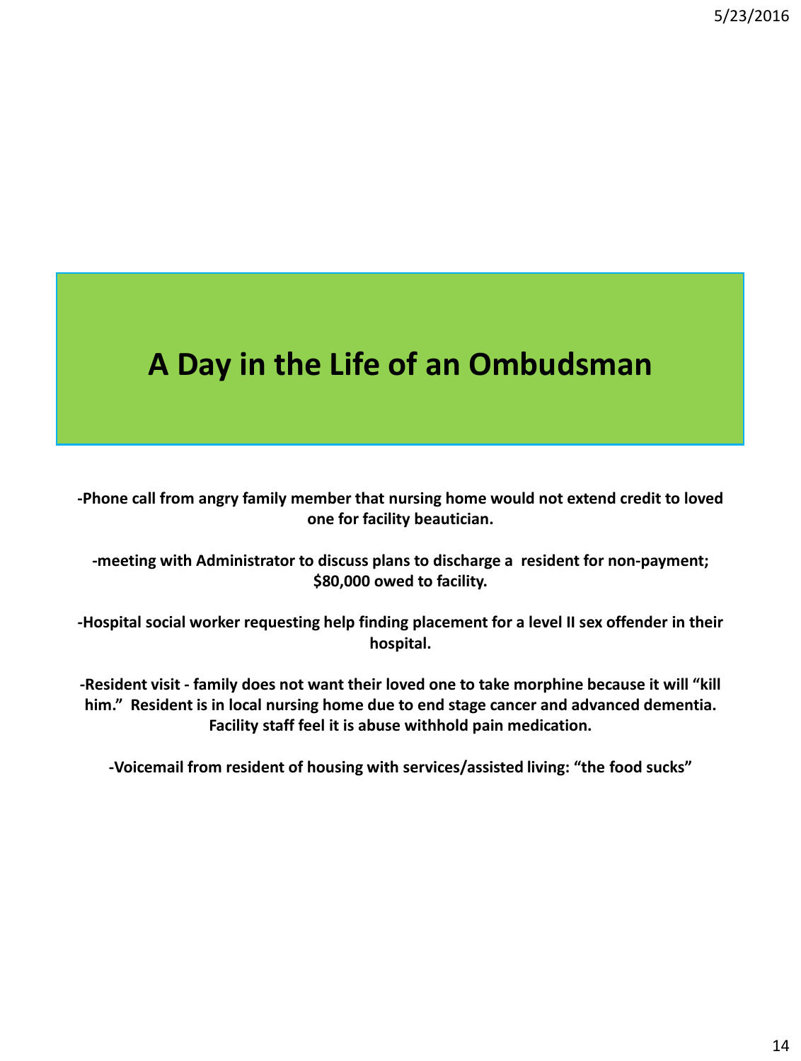# A Day in the Life of an Ombudsman

**-Phone call from angry family member that nursing home would not extend credit to loved one for facility beautician.**

**-meeting with Administrator to discuss plans to discharge a resident for non-payment; $80,000 owed to facility.**

**-Hospital social worker requesting help finding placement for a level II sex offender in their hospital.**

**-Resident visit - family does not want their loved one to take morphine because it will "kill him." Resident is in local nursing home due to end stage cancer and advanced dementia. Facility staff feel it is abuse withhold pain medication.**

**-Voicemail from resident of housing with services/assisted living: "the food sucks"**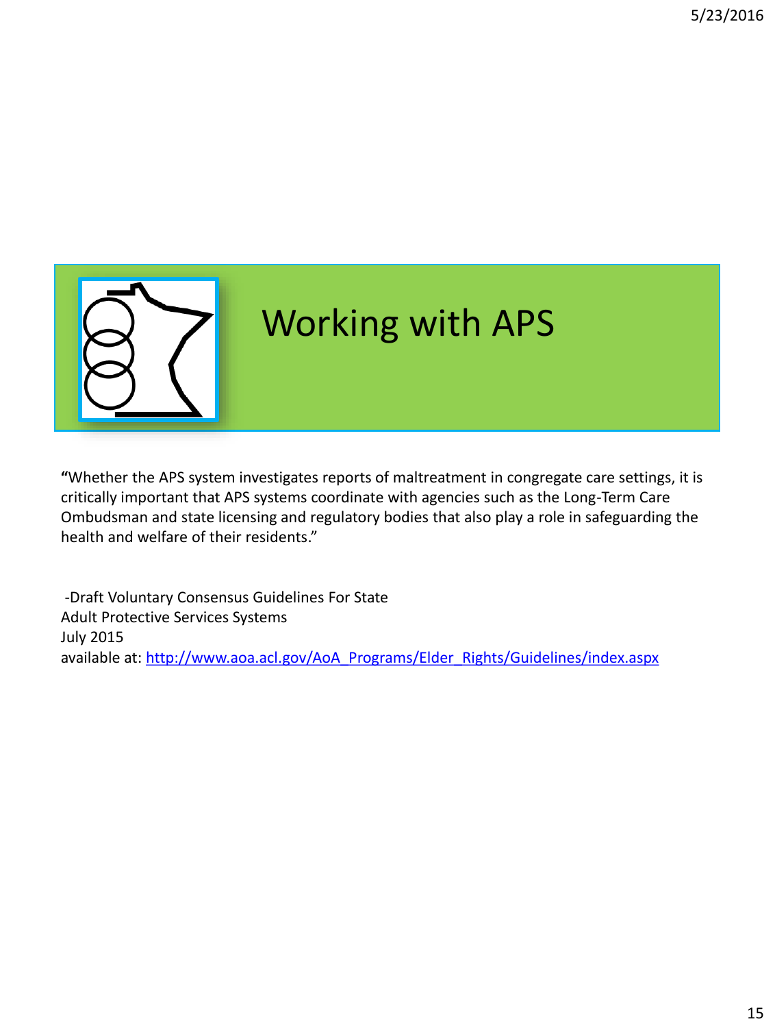# Working with APS

"Whether the APS system investigates reports of maltreatment in congregate care settings, it is critically important that APS systems coordinate with agencies such as the Long-Term Care Ombudsman and state licensing and regulatory bodies that also play a role in safeguarding the health and welfare of their residents."

-Draft Voluntary Consensus Guidelines For State Adult Protective Services Systems
July 2015
available at: http://www.aoa.acl.gov/AoA_Programs/Elder_Rights/Guidelines/index.aspx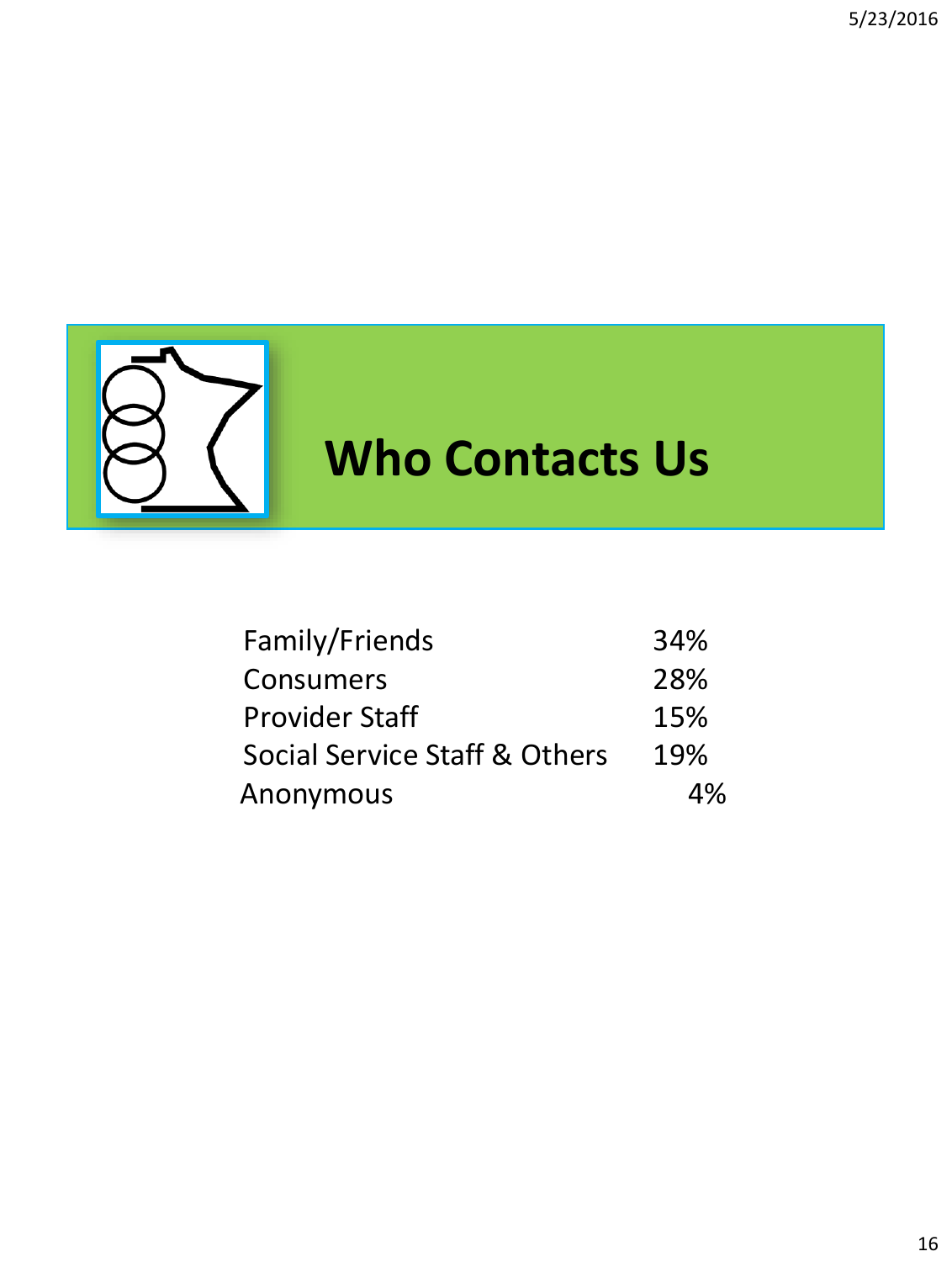# Who Contacts Us

| | |
|---|---|
| Family/Friends | 34% |
| Consumers | 28% |
| Provider Staff | 15% |
| Social Service Staff & Others | 19% |
| Anonymous | 4% |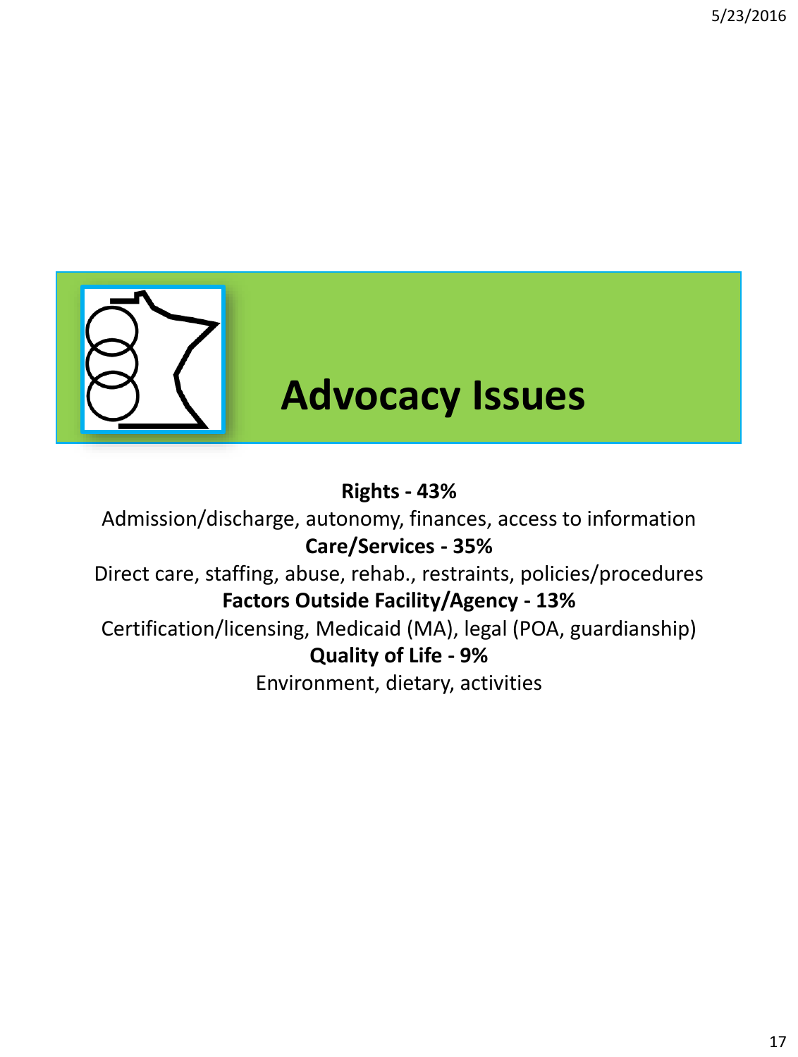# Advocacy Issues

**Rights - 43%**

Admission/discharge, autonomy, finances, access to information

**Care/Services - 35%**

Direct care, staffing, abuse, rehab., restraints, policies/procedures

**Factors Outside Facility/Agency - 13%**

Certification/licensing, Medicaid (MA), legal (POA, guardianship)

**Quality of Life - 9%**

Environment, dietary, activities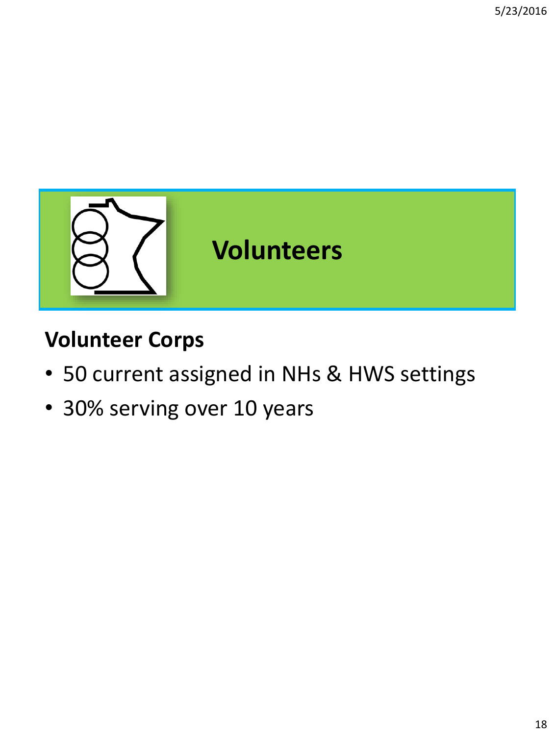# Volunteers

## Volunteer Corps

- 50 current assigned in NHs & HWS settings
- 30% serving over 10 years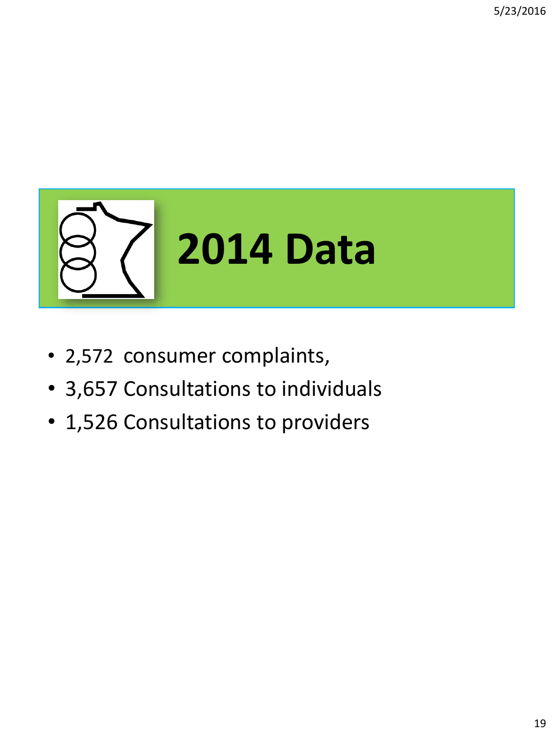# 2014 Data

- 2,572 consumer complaints,
- 3,657 Consultations to individuals
- 1,526 Consultations to providers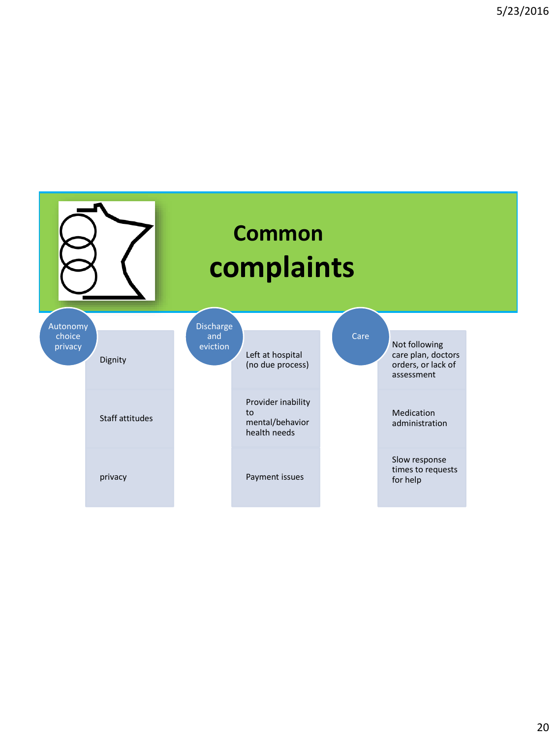# Common complaints

## Autonomy choice privacy

- Dignity
- Staff attitudes
- privacy

## Discharge and eviction

- Left at hospital (no due process)
- Provider inability to mental/behavior health needs
- Payment issues

## Care

- Not following care plan, doctors orders, or lack of assessment
- Medication administration
- Slow response times to requests for help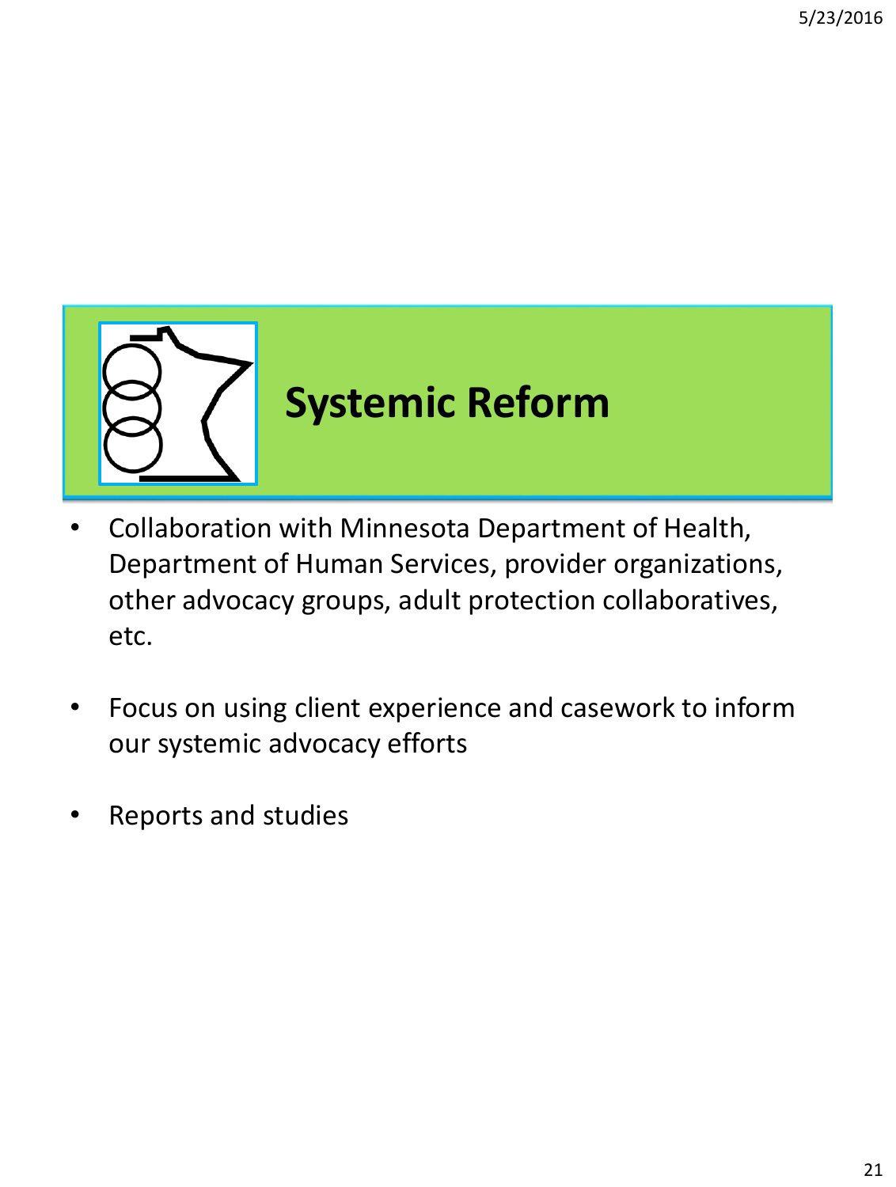# Systemic Reform

- Collaboration with Minnesota Department of Health, Department of Human Services, provider organizations, other advocacy groups, adult protection collaboratives, etc.
- Focus on using client experience and casework to inform our systemic advocacy efforts
- Reports and studies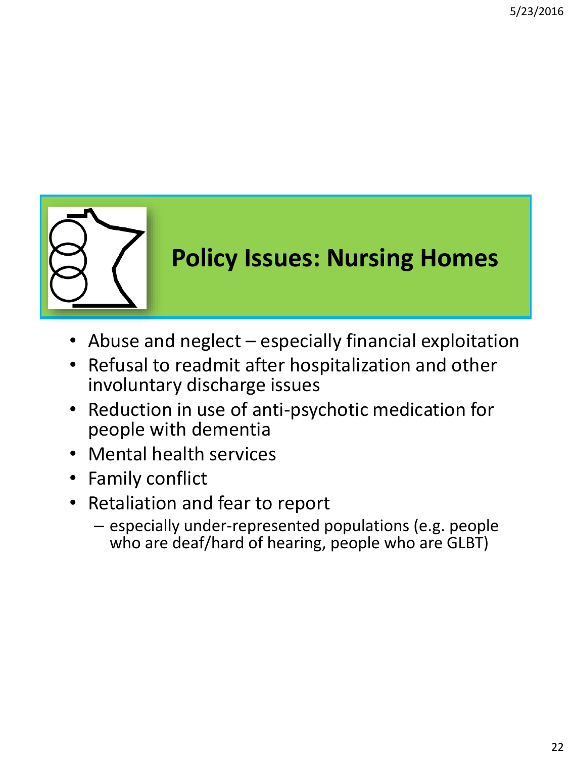# Policy Issues: Nursing Homes

- Abuse and neglect – especially financial exploitation
- Refusal to readmit after hospitalization and other involuntary discharge issues
- Reduction in use of anti-psychotic medication for people with dementia
- Mental health services
- Family conflict
- Retaliation and fear to report
  - especially under-represented populations (e.g. people who are deaf/hard of hearing, people who are GLBT)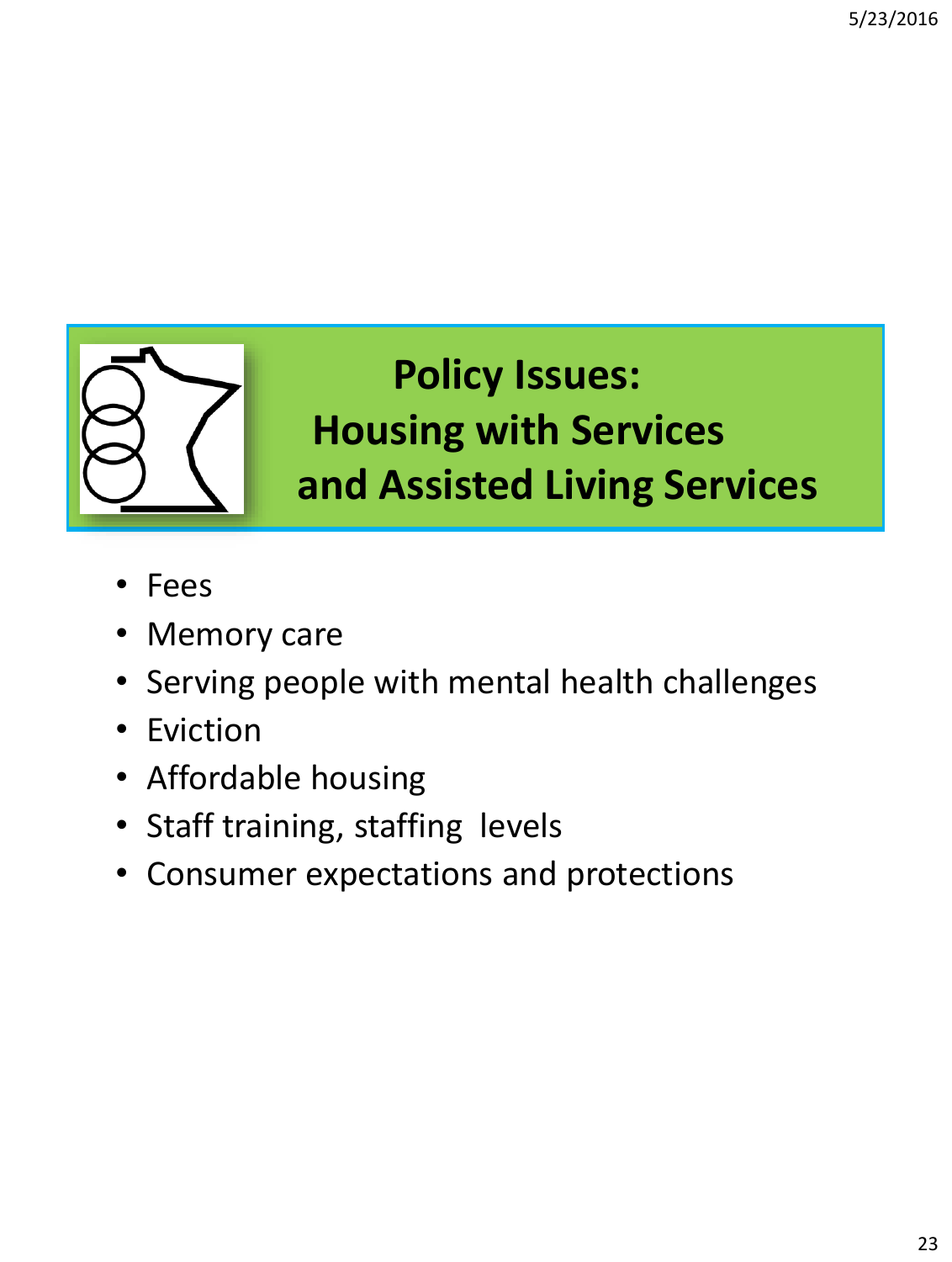# Policy Issues: Housing with Services and Assisted Living Services

- Fees
- Memory care
- Serving people with mental health challenges
- Eviction
- Affordable housing
- Staff training, staffing levels
- Consumer expectations and protections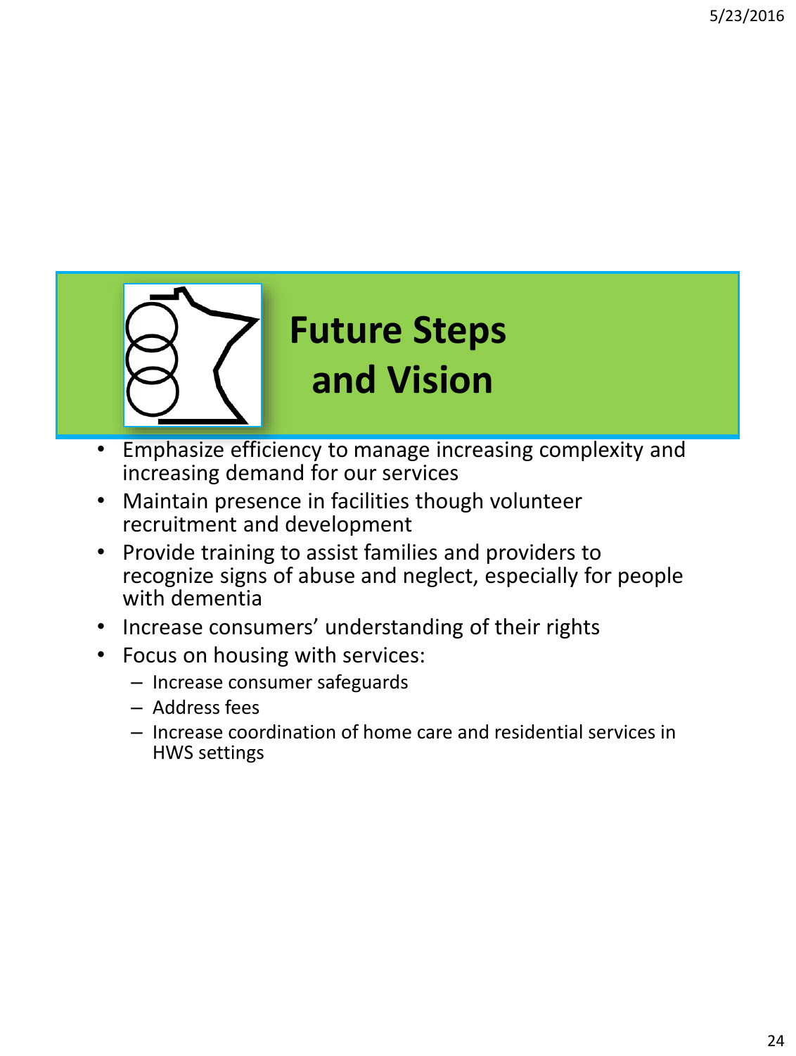# Future Steps and Vision

- Emphasize efficiency to manage increasing complexity and increasing demand for our services
- Maintain presence in facilities though volunteer recruitment and development
- Provide training to assist families and providers to recognize signs of abuse and neglect, especially for people with dementia
- Increase consumers' understanding of their rights
- Focus on housing with services:
  - Increase consumer safeguards
  - Address fees
  - Increase coordination of home care and residential services in HWS settings